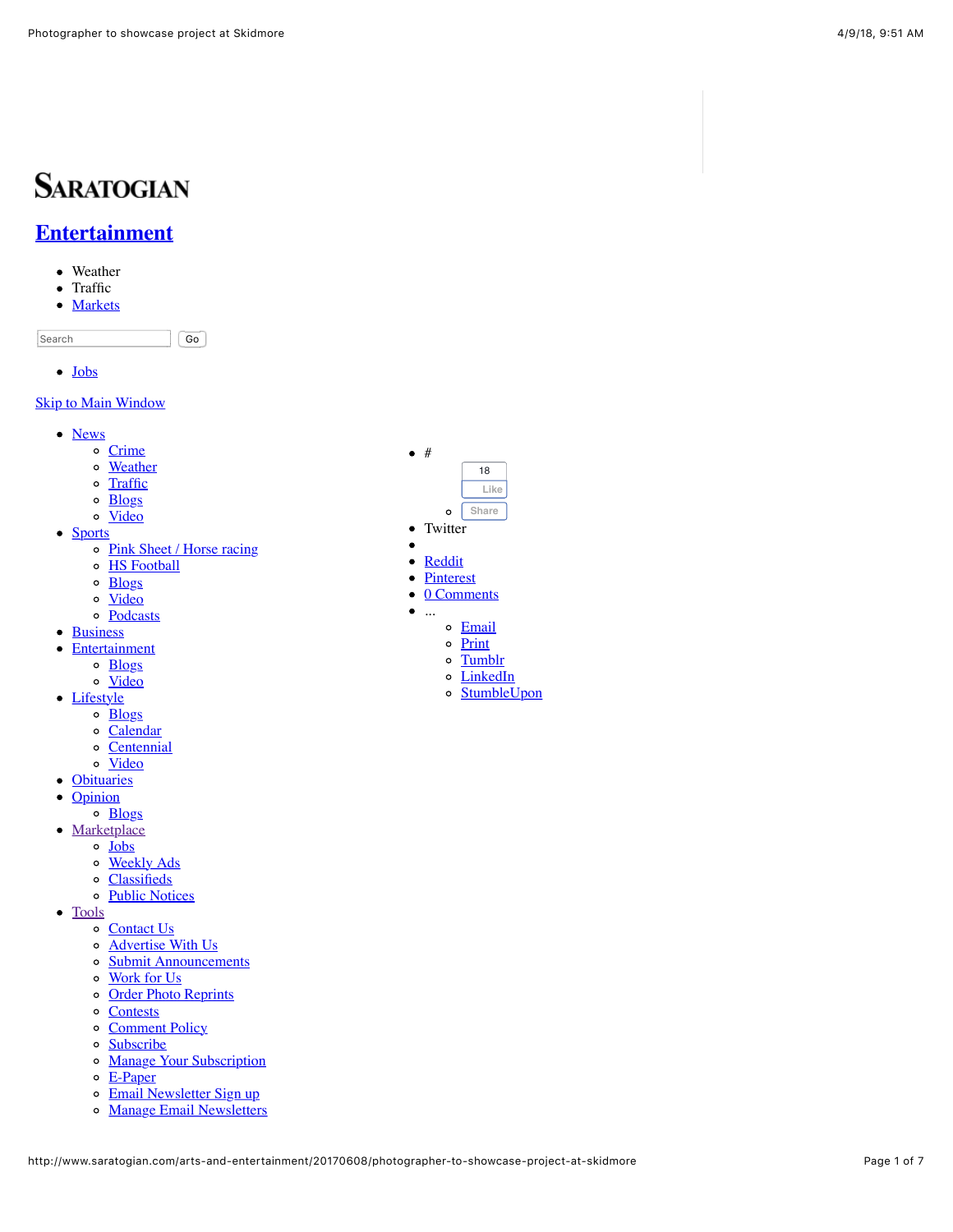# SARATOGIAN

## Entertainment

- Weather
- Traffic
- Markets

Search Go

- Jobs

Skip to Main Window

- News
  - Crime
  - Weather
  - Traffic
  - Blogs
  - Video
- Sports
  - Pink Sheet / Horse racing
  - HS Football
  - Blogs
  - Video
  - Podcasts
- Business
- Entertainment
  - Blogs
  - Video
- Lifestyle
  - Blogs
  - Calendar
  - Centennial
  - Video
- Obituaries
- Opinion
  - Blogs
- Marketplace
  - Jobs
  - Weekly Ads
  - Classifieds
  - Public Notices
- Tools
  - Contact Us
  - Advertise With Us
  - Submit Announcements
  - Work for Us
  - Order Photo Reprints
  - Contests
  - Comment Policy
  - Subscribe
  - Manage Your Subscription
  - E-Paper
  - Email Newsletter Sign up
  - Manage Email Newsletters

- #
  - 18 Like Share
- Twitter
- 
- Reddit
- Pinterest
- 0 Comments
- ...
  - Email
  - Print
  - Tumblr
  - LinkedIn
  - StumbleUpon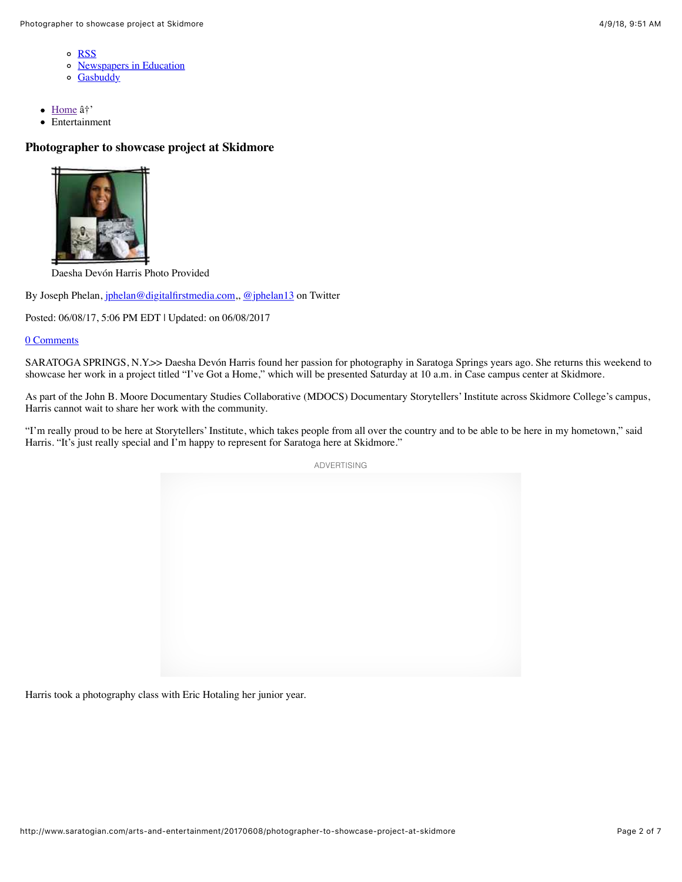- RSS
- Newspapers in Education
- Gasbuddy

- Home â†'
- Entertainment

## Photographer to showcase project at Skidmore

Daesha Devón Harris Photo Provided

By Joseph Phelan, jphelan@digitalfirstmedia.com,, @jphelan13 on Twitter

Posted: 06/08/17, 5:06 PM EDT | Updated: on 06/08/2017

0 Comments

SARATOGA SPRINGS, N.Y.>> Daesha Devón Harris found her passion for photography in Saratoga Springs years ago. She returns this weekend to showcase her work in a project titled "I've Got a Home," which will be presented Saturday at 10 a.m. in Case campus center at Skidmore.

As part of the John B. Moore Documentary Studies Collaborative (MDOCS) Documentary Storytellers' Institute across Skidmore College's campus, Harris cannot wait to share her work with the community.

"I'm really proud to be here at Storytellers' Institute, which takes people from all over the country and to be able to be here in my hometown," said Harris. "It's just really special and I'm happy to represent for Saratoga here at Skidmore."

ADVERTISING

Harris took a photography class with Eric Hotaling her junior year.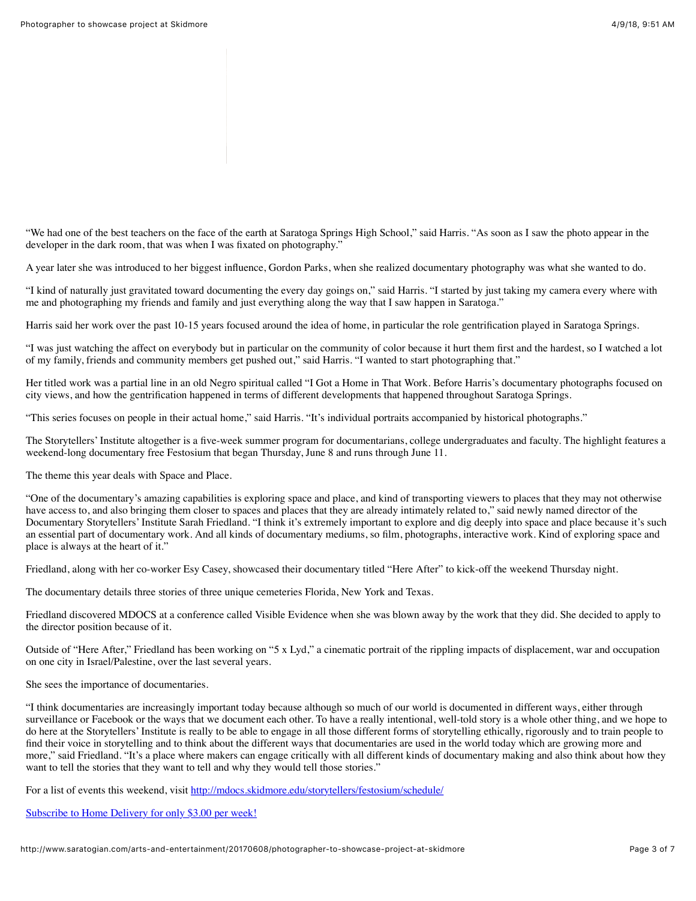"We had one of the best teachers on the face of the earth at Saratoga Springs High School," said Harris. "As soon as I saw the photo appear in the developer in the dark room, that was when I was fixated on photography."

A year later she was introduced to her biggest influence, Gordon Parks, when she realized documentary photography was what she wanted to do.

"I kind of naturally just gravitated toward documenting the every day goings on," said Harris. "I started by just taking my camera every where with me and photographing my friends and family and just everything along the way that I saw happen in Saratoga."

Harris said her work over the past 10-15 years focused around the idea of home, in particular the role gentrification played in Saratoga Springs.

"I was just watching the affect on everybody but in particular on the community of color because it hurt them first and the hardest, so I watched a lot of my family, friends and community members get pushed out," said Harris. "I wanted to start photographing that."

Her titled work was a partial line in an old Negro spiritual called "I Got a Home in That Work. Before Harris's documentary photographs focused on city views, and how the gentrification happened in terms of different developments that happened throughout Saratoga Springs.

"This series focuses on people in their actual home," said Harris. "It's individual portraits accompanied by historical photographs."

The Storytellers' Institute altogether is a five-week summer program for documentarians, college undergraduates and faculty. The highlight features a weekend-long documentary free Festosium that began Thursday, June 8 and runs through June 11.

The theme this year deals with Space and Place.

"One of the documentary's amazing capabilities is exploring space and place, and kind of transporting viewers to places that they may not otherwise have access to, and also bringing them closer to spaces and places that they are already intimately related to," said newly named director of the Documentary Storytellers' Institute Sarah Friedland. "I think it's extremely important to explore and dig deeply into space and place because it's such an essential part of documentary work. And all kinds of documentary mediums, so film, photographs, interactive work. Kind of exploring space and place is always at the heart of it."

Friedland, along with her co-worker Esy Casey, showcased their documentary titled "Here After" to kick-off the weekend Thursday night.

The documentary details three stories of three unique cemeteries Florida, New York and Texas.

Friedland discovered MDOCS at a conference called Visible Evidence when she was blown away by the work that they did. She decided to apply to the director position because of it.

Outside of "Here After," Friedland has been working on "5 x Lyd," a cinematic portrait of the rippling impacts of displacement, war and occupation on one city in Israel/Palestine, over the last several years.

She sees the importance of documentaries.

"I think documentaries are increasingly important today because although so much of our world is documented in different ways, either through surveillance or Facebook or the ways that we document each other. To have a really intentional, well-told story is a whole other thing, and we hope to do here at the Storytellers' Institute is really to be able to engage in all those different forms of storytelling ethically, rigorously and to train people to find their voice in storytelling and to think about the different ways that documentaries are used in the world today which are growing more and more," said Friedland. "It's a place where makers can engage critically with all different kinds of documentary making and also think about how they want to tell the stories that they want to tell and why they would tell those stories."

For a list of events this weekend, visit [http://mdocs.skidmore.edu/storytellers/festosium/schedule/](http://mdocs.skidmore.edu/storytellers/festosium/schedule/)

Subscribe to Home Delivery for only $3.00 per week!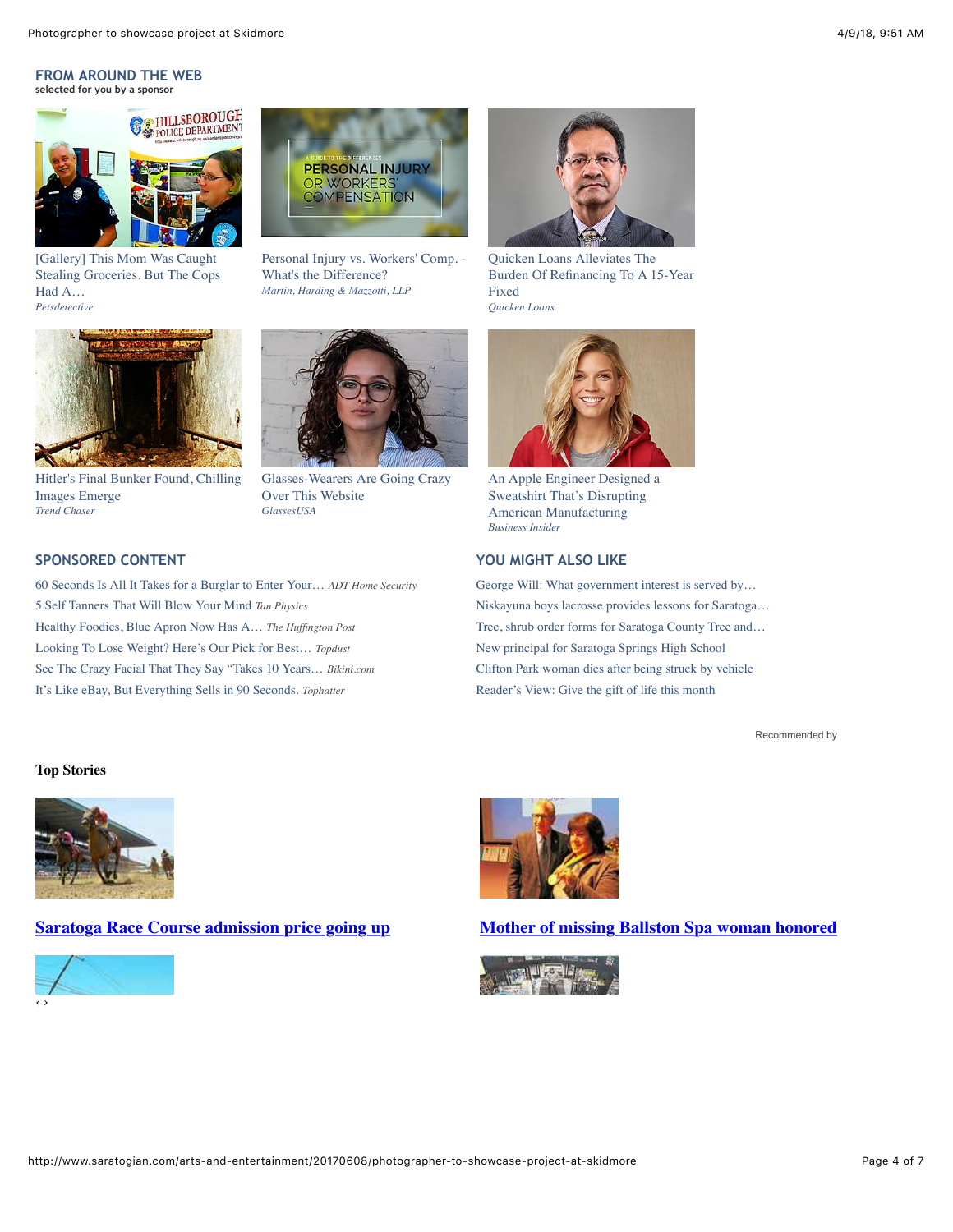## FROM AROUND THE WEB

selected for you by a sponsor

[Gallery] This Mom Was Caught Stealing Groceries. But The Cops Had A…
*Petsdetective*

Personal Injury vs. Workers' Comp. - What's the Difference?
*Martin, Harding & Mazzotti, LLP*

Quicken Loans Alleviates The Burden Of Refinancing To A 15-Year Fixed
*Quicken Loans*

Hitler's Final Bunker Found, Chilling Images Emerge
*Trend Chaser*

Glasses-Wearers Are Going Crazy Over This Website
*GlassesUSA*

An Apple Engineer Designed a Sweatshirt That's Disrupting American Manufacturing
*Business Insider*

## SPONSORED CONTENT

- 60 Seconds Is All It Takes for a Burglar to Enter Your… *ADT Home Security*
- 5 Self Tanners That Will Blow Your Mind *Tan Physics*
- Healthy Foodies, Blue Apron Now Has A… *The Huffington Post*
- Looking To Lose Weight? Here's Our Pick for Best… *Topdust*
- See The Crazy Facial That They Say "Takes 10 Years… *Bikini.com*
- It's Like eBay, But Everything Sells in 90 Seconds. *Tophatter*

## YOU MIGHT ALSO LIKE

- George Will: What government interest is served by…
- Niskayuna boys lacrosse provides lessons for Saratoga…
- Tree, shrub order forms for Saratoga County Tree and…
- New principal for Saratoga Springs High School
- Clifton Park woman dies after being struck by vehicle
- Reader's View: Give the gift of life this month

Recommended by

### Top Stories

**Saratoga Race Course admission price going up**

**Mother of missing Ballston Spa woman honored**

‹ ›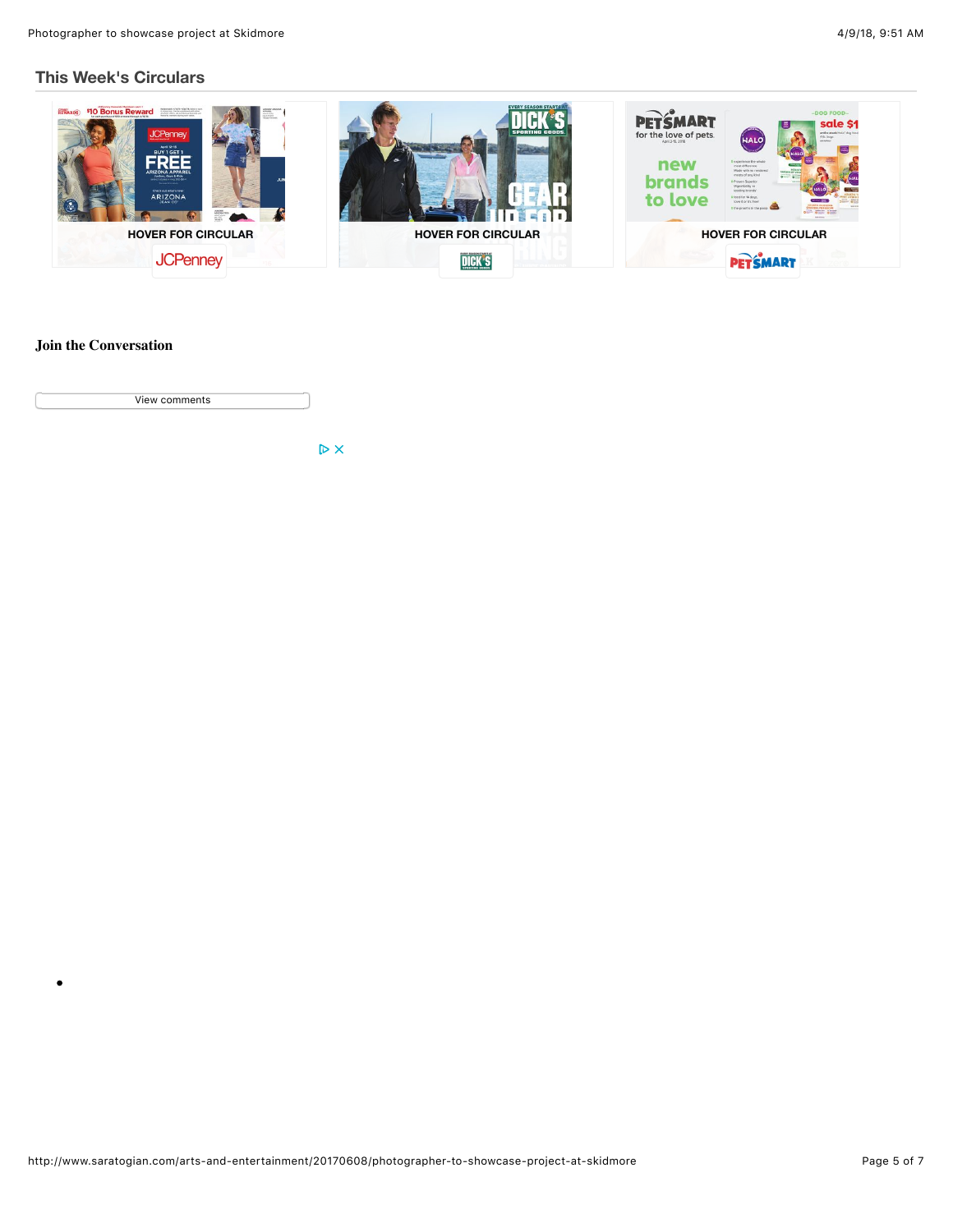## This Week's Circulars

HOVER FOR CIRCULAR

JCPenney

HOVER FOR CIRCULAR

DICK'S

HOVER FOR CIRCULAR

PETSMART

### Join the Conversation

View comments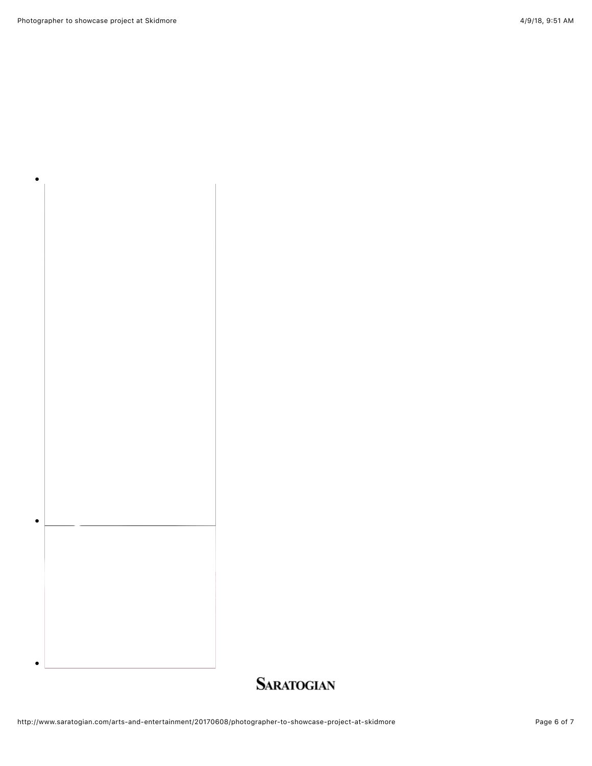SARATOGIAN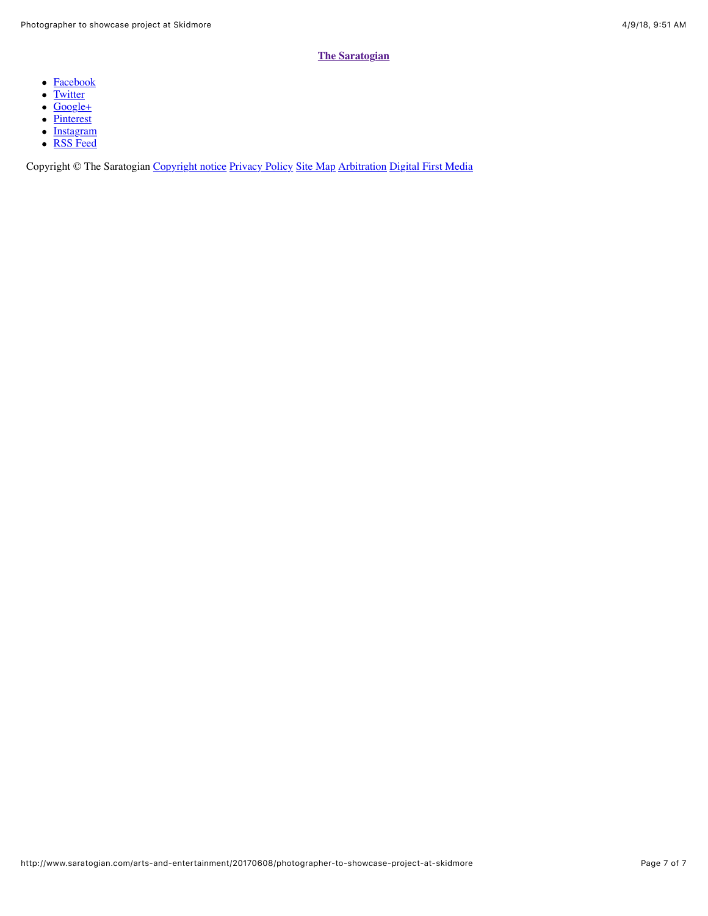**The Saratogian**

- Facebook
- Twitter
- Google+
- Pinterest
- Instagram
- RSS Feed

Copyright © The Saratogian Copyright notice Privacy Policy Site Map Arbitration Digital First Media